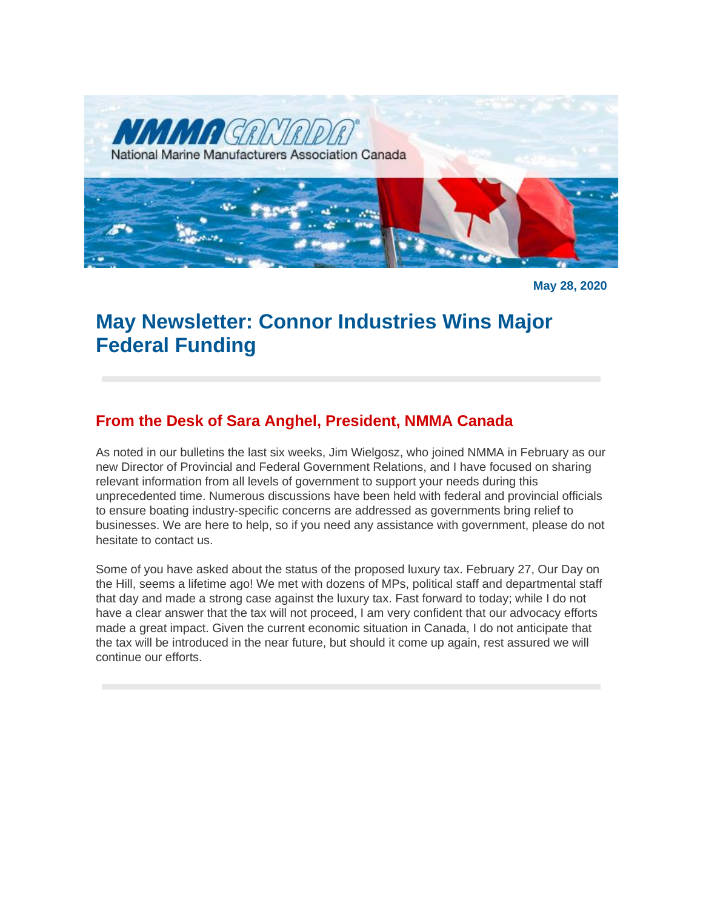May 28, 2020

# May Newsletter: Connor Industries Wins Major Federal Funding

## From the Desk of Sara Anghel, President, NMMA Canada

As noted in our bulletins the last six weeks, Jim Wielgosz, who joined NMMA in February as our new Director of Provincial and Federal Government Relations, and I have focused on sharing relevant information from all levels of government to support your needs during this unprecedented time. Numerous discussions have been held with federal and provincial officials to ensure boating industry-specific concerns are addressed as governments bring relief to businesses. We are here to help, so if you need any assistance with government, please do not hesitate to contact us.

Some of you have asked about the status of the proposed luxury tax. February 27, Our Day on the Hill, seems a lifetime ago! We met with dozens of MPs, political staff and departmental staff that day and made a strong case against the luxury tax. Fast forward to today; while I do not have a clear answer that the tax will not proceed, I am very confident that our advocacy efforts made a great impact. Given the current economic situation in Canada, I do not anticipate that the tax will be introduced in the near future, but should it come up again, rest assured we will continue our efforts.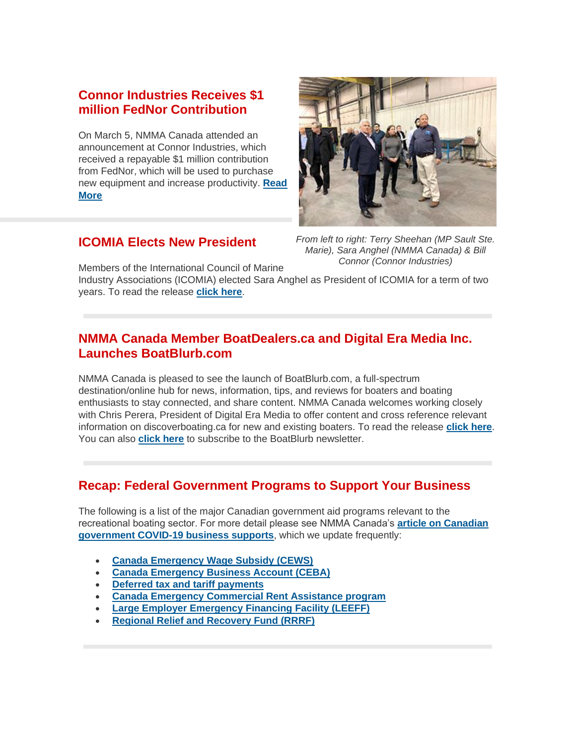## Connor Industries Receives $1 million FedNor Contribution

On March 5, NMMA Canada attended an announcement at Connor Industries, which received a repayable $1 million contribution from FedNor, which will be used to purchase new equipment and increase productivity. **Read More**

*From left to right: Terry Sheehan (MP Sault Ste. Marie), Sara Anghel (NMMA Canada) & Bill Connor (Connor Industries)*

## ICOMIA Elects New President

Members of the International Council of Marine Industry Associations (ICOMIA) elected Sara Anghel as President of ICOMIA for a term of two years. To read the release **click here**.

## NMMA Canada Member BoatDealers.ca and Digital Era Media Inc. Launches BoatBlurb.com

NMMA Canada is pleased to see the launch of BoatBlurb.com, a full-spectrum destination/online hub for news, information, tips, and reviews for boaters and boating enthusiasts to stay connected, and share content. NMMA Canada welcomes working closely with Chris Perera, President of Digital Era Media to offer content and cross reference relevant information on discoverboating.ca for new and existing boaters. To read the release **click here**. You can also **click here** to subscribe to the BoatBlurb newsletter.

## Recap: Federal Government Programs to Support Your Business

The following is a list of the major Canadian government aid programs relevant to the recreational boating sector. For more detail please see NMMA Canada's **article on Canadian government COVID-19 business supports**, which we update frequently:

- **Canada Emergency Wage Subsidy (CEWS)**
- **Canada Emergency Business Account (CEBA)**
- **Deferred tax and tariff payments**
- **Canada Emergency Commercial Rent Assistance program**
- **Large Employer Emergency Financing Facility (LEEFF)**
- **Regional Relief and Recovery Fund (RRRF)**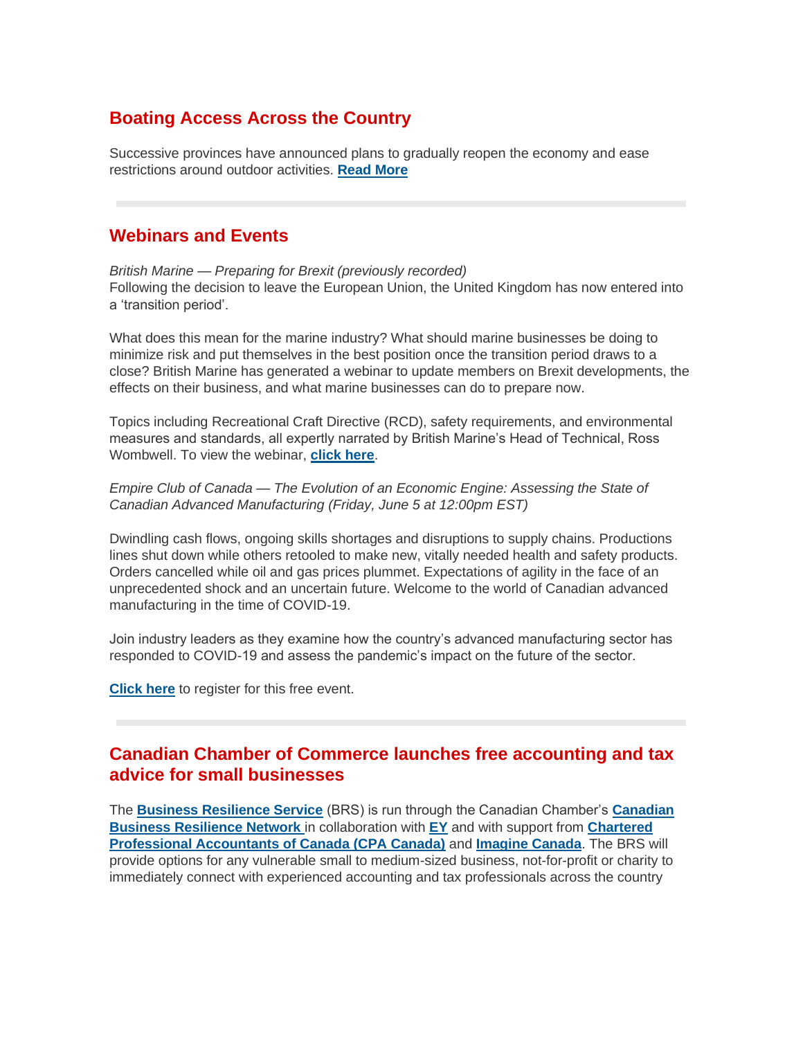## Boating Access Across the Country

Successive provinces have announced plans to gradually reopen the economy and ease restrictions around outdoor activities. **Read More**

---

## Webinars and Events

*British Marine — Preparing for Brexit (previously recorded)*
Following the decision to leave the European Union, the United Kingdom has now entered into a ‘transition period’.

What does this mean for the marine industry? What should marine businesses be doing to minimize risk and put themselves in the best position once the transition period draws to a close? British Marine has generated a webinar to update members on Brexit developments, the effects on their business, and what marine businesses can do to prepare now.

Topics including Recreational Craft Directive (RCD), safety requirements, and environmental measures and standards, all expertly narrated by British Marine’s Head of Technical, Ross Wombwell. To view the webinar, **click here**.

*Empire Club of Canada — The Evolution of an Economic Engine: Assessing the State of Canadian Advanced Manufacturing (Friday, June 5 at 12:00pm EST)*

Dwindling cash flows, ongoing skills shortages and disruptions to supply chains. Productions lines shut down while others retooled to make new, vitally needed health and safety products. Orders cancelled while oil and gas prices plummet. Expectations of agility in the face of an unprecedented shock and an uncertain future. Welcome to the world of Canadian advanced manufacturing in the time of COVID-19.

Join industry leaders as they examine how the country’s advanced manufacturing sector has responded to COVID-19 and assess the pandemic’s impact on the future of the sector.

**Click here** to register for this free event.

---

## Canadian Chamber of Commerce launches free accounting and tax advice for small businesses

The **Business Resilience Service** (BRS) is run through the Canadian Chamber’s **Canadian Business Resilience Network** in collaboration with **EY** and with support from **Chartered Professional Accountants of Canada (CPA Canada)** and **Imagine Canada**. The BRS will provide options for any vulnerable small to medium-sized business, not-for-profit or charity to immediately connect with experienced accounting and tax professionals across the country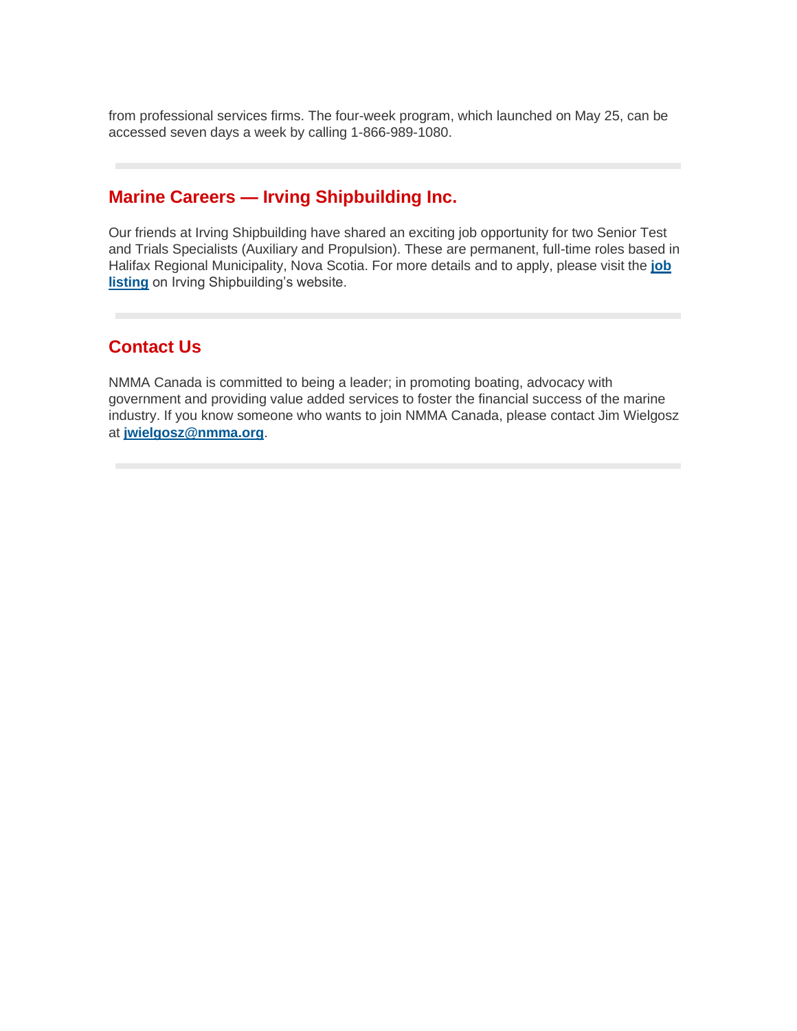from professional services firms. The four-week program, which launched on May 25, can be accessed seven days a week by calling 1-866-989-1080.

---

## Marine Careers — Irving Shipbuilding Inc.

Our friends at Irving Shipbuilding have shared an exciting job opportunity for two Senior Test and Trials Specialists (Auxiliary and Propulsion). These are permanent, full-time roles based in Halifax Regional Municipality, Nova Scotia. For more details and to apply, please visit the **job listing** on Irving Shipbuilding's website.

---

## Contact Us

NMMA Canada is committed to being a leader; in promoting boating, advocacy with government and providing value added services to foster the financial success of the marine industry. If you know someone who wants to join NMMA Canada, please contact Jim Wielgosz at **jwielgosz@nmma.org**.

---